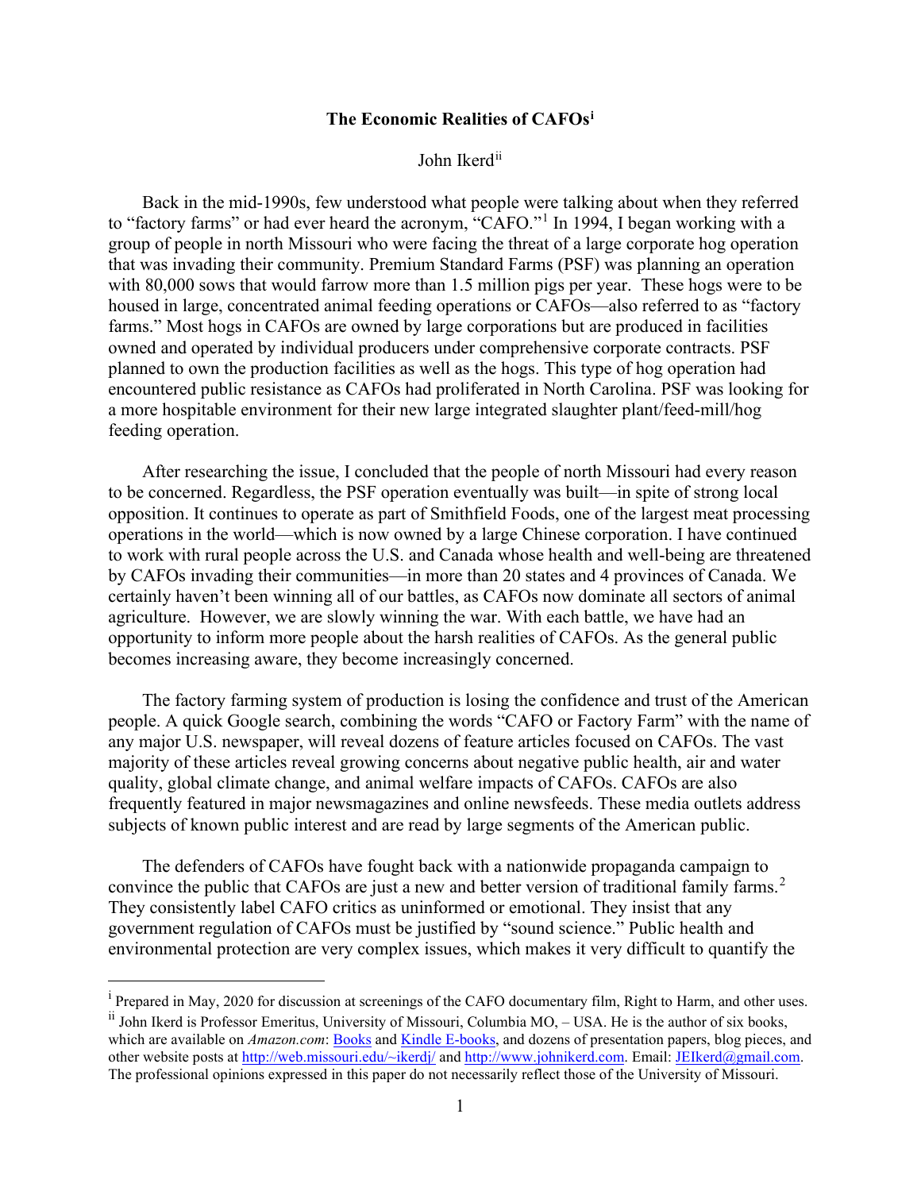# The Economic Realities of CAFOs[i]

John Ikerd[ii]

Back in the mid-1990s, few understood what people were talking about when they referred to "factory farms" or had ever heard the acronym, "CAFO."[1] In 1994, I began working with a group of people in north Missouri who were facing the threat of a large corporate hog operation that was invading their community. Premium Standard Farms (PSF) was planning an operation with 80,000 sows that would farrow more than 1.5 million pigs per year. These hogs were to be housed in large, concentrated animal feeding operations or CAFOs—also referred to as "factory farms." Most hogs in CAFOs are owned by large corporations but are produced in facilities owned and operated by individual producers under comprehensive corporate contracts. PSF planned to own the production facilities as well as the hogs. This type of hog operation had encountered public resistance as CAFOs had proliferated in North Carolina. PSF was looking for a more hospitable environment for their new large integrated slaughter plant/feed-mill/hog feeding operation.

After researching the issue, I concluded that the people of north Missouri had every reason to be concerned. Regardless, the PSF operation eventually was built—in spite of strong local opposition. It continues to operate as part of Smithfield Foods, one of the largest meat processing operations in the world—which is now owned by a large Chinese corporation. I have continued to work with rural people across the U.S. and Canada whose health and well-being are threatened by CAFOs invading their communities—in more than 20 states and 4 provinces of Canada. We certainly haven't been winning all of our battles, as CAFOs now dominate all sectors of animal agriculture. However, we are slowly winning the war. With each battle, we have had an opportunity to inform more people about the harsh realities of CAFOs. As the general public becomes increasing aware, they become increasingly concerned.

The factory farming system of production is losing the confidence and trust of the American people. A quick Google search, combining the words "CAFO or Factory Farm" with the name of any major U.S. newspaper, will reveal dozens of feature articles focused on CAFOs. The vast majority of these articles reveal growing concerns about negative public health, air and water quality, global climate change, and animal welfare impacts of CAFOs. CAFOs are also frequently featured in major newsmagazines and online newsfeeds. These media outlets address subjects of known public interest and are read by large segments of the American public.

The defenders of CAFOs have fought back with a nationwide propaganda campaign to convince the public that CAFOs are just a new and better version of traditional family farms.[2] They consistently label CAFO critics as uninformed or emotional. They insist that any government regulation of CAFOs must be justified by "sound science." Public health and environmental protection are very complex issues, which makes it very difficult to quantify the

---

[i] Prepared in May, 2020 for discussion at screenings of the CAFO documentary film, Right to Harm, and other uses.

[ii] John Ikerd is Professor Emeritus, University of Missouri, Columbia MO, – USA. He is the author of six books, which are available on *Amazon.com*: Books and Kindle E-books, and dozens of presentation papers, blog pieces, and other website posts at http://web.missouri.edu/~ikerdj/ and http://www.johnikerd.com. Email: JEIkerd@gmail.com. The professional opinions expressed in this paper do not necessarily reflect those of the University of Missouri.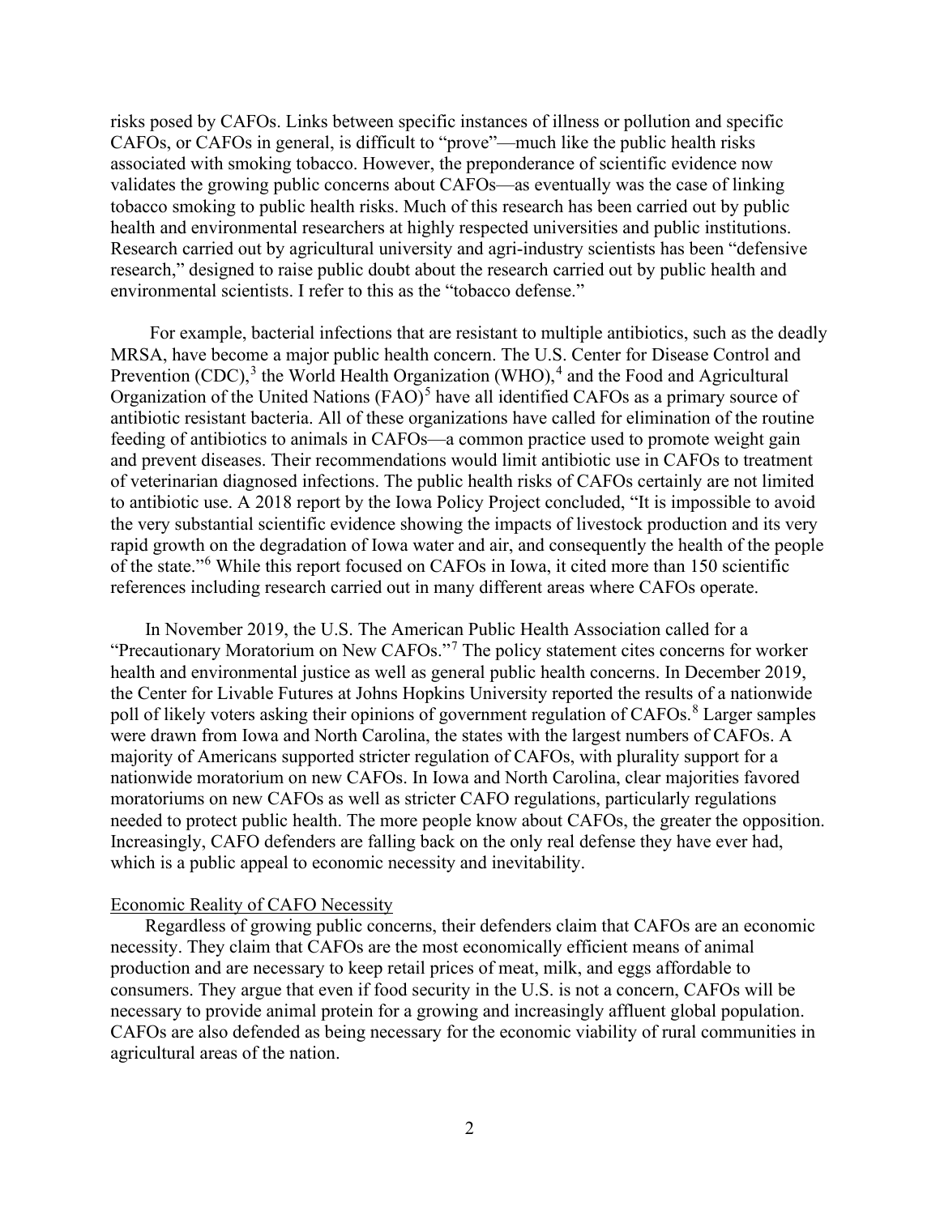risks posed by CAFOs. Links between specific instances of illness or pollution and specific CAFOs, or CAFOs in general, is difficult to "prove"—much like the public health risks associated with smoking tobacco. However, the preponderance of scientific evidence now validates the growing public concerns about CAFOs—as eventually was the case of linking tobacco smoking to public health risks. Much of this research has been carried out by public health and environmental researchers at highly respected universities and public institutions. Research carried out by agricultural university and agri-industry scientists has been "defensive research," designed to raise public doubt about the research carried out by public health and environmental scientists. I refer to this as the "tobacco defense."

For example, bacterial infections that are resistant to multiple antibiotics, such as the deadly MRSA, have become a major public health concern. The U.S. Center for Disease Control and Prevention (CDC),[3] the World Health Organization (WHO),[4] and the Food and Agricultural Organization of the United Nations (FAO)[5] have all identified CAFOs as a primary source of antibiotic resistant bacteria. All of these organizations have called for elimination of the routine feeding of antibiotics to animals in CAFOs—a common practice used to promote weight gain and prevent diseases. Their recommendations would limit antibiotic use in CAFOs to treatment of veterinarian diagnosed infections. The public health risks of CAFOs certainly are not limited to antibiotic use. A 2018 report by the Iowa Policy Project concluded, "It is impossible to avoid the very substantial scientific evidence showing the impacts of livestock production and its very rapid growth on the degradation of Iowa water and air, and consequently the health of the people of the state."[6] While this report focused on CAFOs in Iowa, it cited more than 150 scientific references including research carried out in many different areas where CAFOs operate.

In November 2019, the U.S. The American Public Health Association called for a "Precautionary Moratorium on New CAFOs."[7] The policy statement cites concerns for worker health and environmental justice as well as general public health concerns. In December 2019, the Center for Livable Futures at Johns Hopkins University reported the results of a nationwide poll of likely voters asking their opinions of government regulation of CAFOs.[8] Larger samples were drawn from Iowa and North Carolina, the states with the largest numbers of CAFOs. A majority of Americans supported stricter regulation of CAFOs, with plurality support for a nationwide moratorium on new CAFOs. In Iowa and North Carolina, clear majorities favored moratoriums on new CAFOs as well as stricter CAFO regulations, particularly regulations needed to protect public health. The more people know about CAFOs, the greater the opposition. Increasingly, CAFO defenders are falling back on the only real defense they have ever had, which is a public appeal to economic necessity and inevitability.

Economic Reality of CAFO Necessity

Regardless of growing public concerns, their defenders claim that CAFOs are an economic necessity. They claim that CAFOs are the most economically efficient means of animal production and are necessary to keep retail prices of meat, milk, and eggs affordable to consumers. They argue that even if food security in the U.S. is not a concern, CAFOs will be necessary to provide animal protein for a growing and increasingly affluent global population. CAFOs are also defended as being necessary for the economic viability of rural communities in agricultural areas of the nation.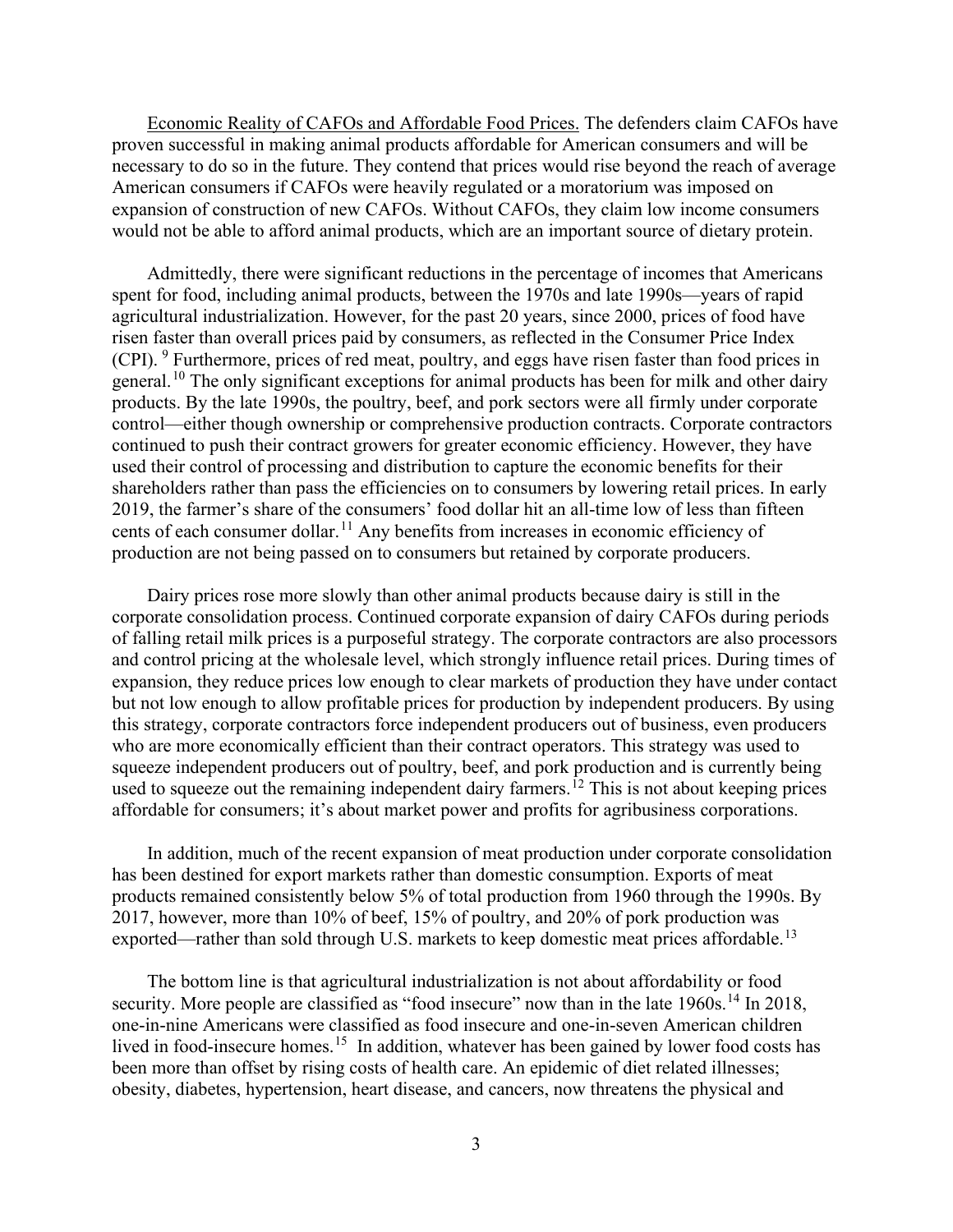Economic Reality of CAFOs and Affordable Food Prices. The defenders claim CAFOs have proven successful in making animal products affordable for American consumers and will be necessary to do so in the future. They contend that prices would rise beyond the reach of average American consumers if CAFOs were heavily regulated or a moratorium was imposed on expansion of construction of new CAFOs. Without CAFOs, they claim low income consumers would not be able to afford animal products, which are an important source of dietary protein.

Admittedly, there were significant reductions in the percentage of incomes that Americans spent for food, including animal products, between the 1970s and late 1990s—years of rapid agricultural industrialization. However, for the past 20 years, since 2000, prices of food have risen faster than overall prices paid by consumers, as reflected in the Consumer Price Index (CPI). [9] Furthermore, prices of red meat, poultry, and eggs have risen faster than food prices in general.[10] The only significant exceptions for animal products has been for milk and other dairy products. By the late 1990s, the poultry, beef, and pork sectors were all firmly under corporate control—either though ownership or comprehensive production contracts. Corporate contractors continued to push their contract growers for greater economic efficiency. However, they have used their control of processing and distribution to capture the economic benefits for their shareholders rather than pass the efficiencies on to consumers by lowering retail prices. In early 2019, the farmer's share of the consumers' food dollar hit an all-time low of less than fifteen cents of each consumer dollar.[11] Any benefits from increases in economic efficiency of production are not being passed on to consumers but retained by corporate producers.

Dairy prices rose more slowly than other animal products because dairy is still in the corporate consolidation process. Continued corporate expansion of dairy CAFOs during periods of falling retail milk prices is a purposeful strategy. The corporate contractors are also processors and control pricing at the wholesale level, which strongly influence retail prices. During times of expansion, they reduce prices low enough to clear markets of production they have under contact but not low enough to allow profitable prices for production by independent producers. By using this strategy, corporate contractors force independent producers out of business, even producers who are more economically efficient than their contract operators. This strategy was used to squeeze independent producers out of poultry, beef, and pork production and is currently being used to squeeze out the remaining independent dairy farmers.[12] This is not about keeping prices affordable for consumers; it's about market power and profits for agribusiness corporations.

In addition, much of the recent expansion of meat production under corporate consolidation has been destined for export markets rather than domestic consumption. Exports of meat products remained consistently below 5% of total production from 1960 through the 1990s. By 2017, however, more than 10% of beef, 15% of poultry, and 20% of pork production was exported—rather than sold through U.S. markets to keep domestic meat prices affordable.[13]

The bottom line is that agricultural industrialization is not about affordability or food security. More people are classified as "food insecure" now than in the late 1960s.[14] In 2018, one-in-nine Americans were classified as food insecure and one-in-seven American children lived in food-insecure homes.[15] In addition, whatever has been gained by lower food costs has been more than offset by rising costs of health care. An epidemic of diet related illnesses; obesity, diabetes, hypertension, heart disease, and cancers, now threatens the physical and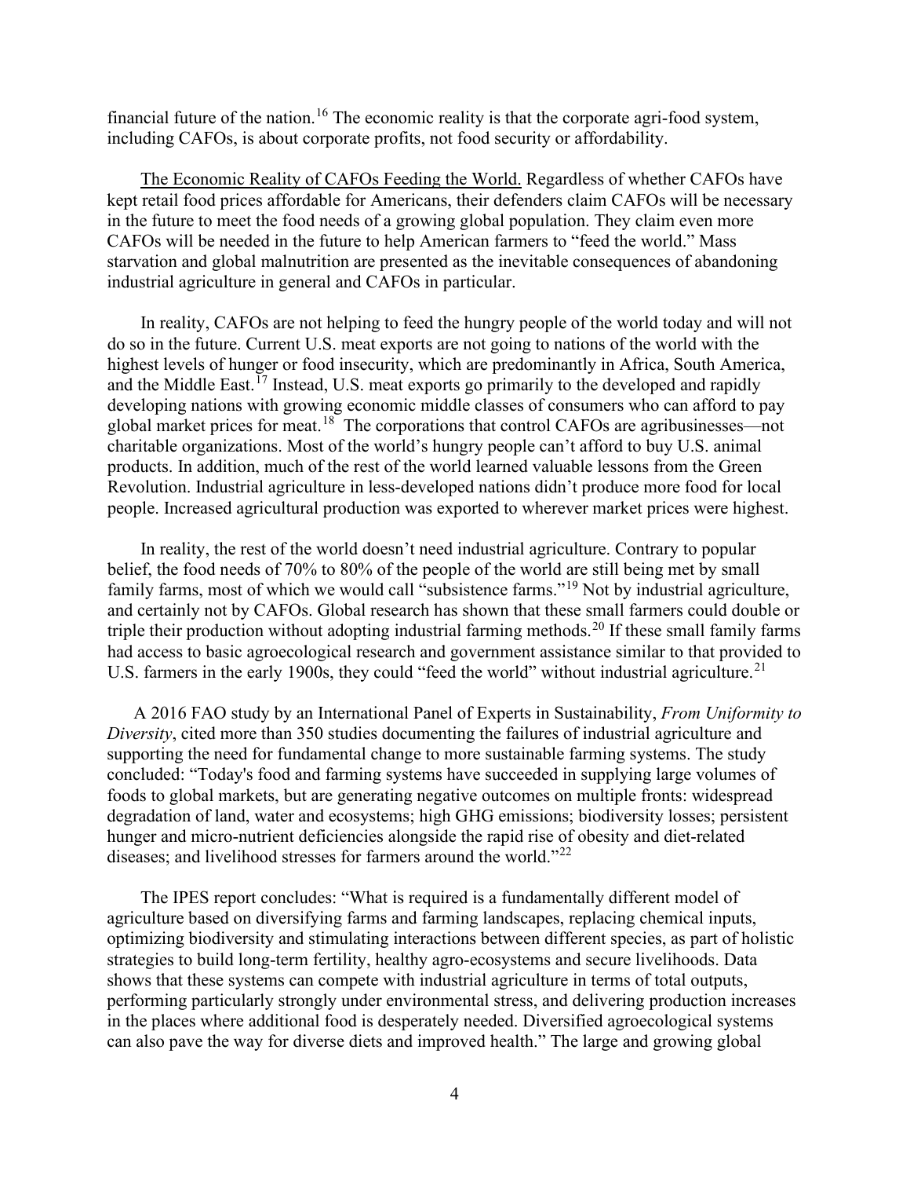financial future of the nation.[16] The economic reality is that the corporate agri-food system, including CAFOs, is about corporate profits, not food security or affordability.

The Economic Reality of CAFOs Feeding the World. Regardless of whether CAFOs have kept retail food prices affordable for Americans, their defenders claim CAFOs will be necessary in the future to meet the food needs of a growing global population. They claim even more CAFOs will be needed in the future to help American farmers to "feed the world." Mass starvation and global malnutrition are presented as the inevitable consequences of abandoning industrial agriculture in general and CAFOs in particular.

In reality, CAFOs are not helping to feed the hungry people of the world today and will not do so in the future. Current U.S. meat exports are not going to nations of the world with the highest levels of hunger or food insecurity, which are predominantly in Africa, South America, and the Middle East.[17] Instead, U.S. meat exports go primarily to the developed and rapidly developing nations with growing economic middle classes of consumers who can afford to pay global market prices for meat.[18] The corporations that control CAFOs are agribusinesses—not charitable organizations. Most of the world's hungry people can't afford to buy U.S. animal products. In addition, much of the rest of the world learned valuable lessons from the Green Revolution. Industrial agriculture in less-developed nations didn't produce more food for local people. Increased agricultural production was exported to wherever market prices were highest.

In reality, the rest of the world doesn't need industrial agriculture. Contrary to popular belief, the food needs of 70% to 80% of the people of the world are still being met by small family farms, most of which we would call "subsistence farms."[19] Not by industrial agriculture, and certainly not by CAFOs. Global research has shown that these small farmers could double or triple their production without adopting industrial farming methods.[20] If these small family farms had access to basic agroecological research and government assistance similar to that provided to U.S. farmers in the early 1900s, they could "feed the world" without industrial agriculture.[21]

A 2016 FAO study by an International Panel of Experts in Sustainability, *From Uniformity to Diversity*, cited more than 350 studies documenting the failures of industrial agriculture and supporting the need for fundamental change to more sustainable farming systems. The study concluded: "Today's food and farming systems have succeeded in supplying large volumes of foods to global markets, but are generating negative outcomes on multiple fronts: widespread degradation of land, water and ecosystems; high GHG emissions; biodiversity losses; persistent hunger and micro-nutrient deficiencies alongside the rapid rise of obesity and diet-related diseases; and livelihood stresses for farmers around the world."[22]

The IPES report concludes: "What is required is a fundamentally different model of agriculture based on diversifying farms and farming landscapes, replacing chemical inputs, optimizing biodiversity and stimulating interactions between different species, as part of holistic strategies to build long-term fertility, healthy agro-ecosystems and secure livelihoods. Data shows that these systems can compete with industrial agriculture in terms of total outputs, performing particularly strongly under environmental stress, and delivering production increases in the places where additional food is desperately needed. Diversified agroecological systems can also pave the way for diverse diets and improved health." The large and growing global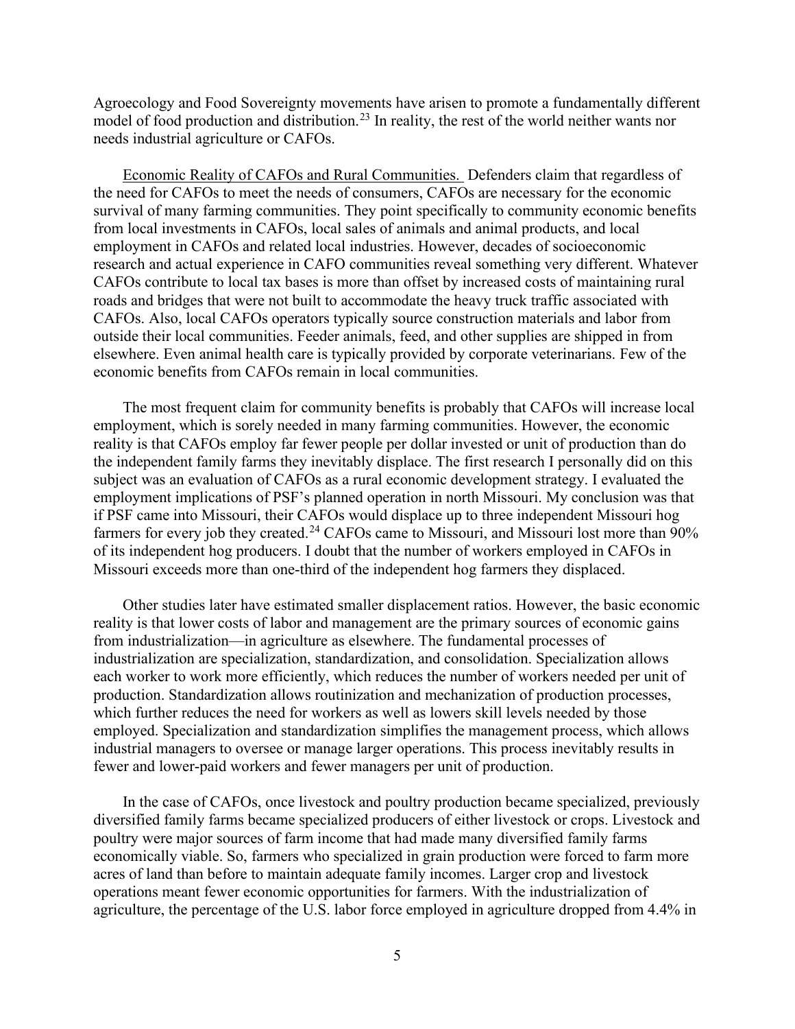Agroecology and Food Sovereignty movements have arisen to promote a fundamentally different model of food production and distribution.[23] In reality, the rest of the world neither wants nor needs industrial agriculture or CAFOs.

<u>Economic Reality of CAFOs and Rural Communities.</u> Defenders claim that regardless of the need for CAFOs to meet the needs of consumers, CAFOs are necessary for the economic survival of many farming communities. They point specifically to community economic benefits from local investments in CAFOs, local sales of animals and animal products, and local employment in CAFOs and related local industries. However, decades of socioeconomic research and actual experience in CAFO communities reveal something very different. Whatever CAFOs contribute to local tax bases is more than offset by increased costs of maintaining rural roads and bridges that were not built to accommodate the heavy truck traffic associated with CAFOs. Also, local CAFOs operators typically source construction materials and labor from outside their local communities. Feeder animals, feed, and other supplies are shipped in from elsewhere. Even animal health care is typically provided by corporate veterinarians. Few of the economic benefits from CAFOs remain in local communities.

The most frequent claim for community benefits is probably that CAFOs will increase local employment, which is sorely needed in many farming communities. However, the economic reality is that CAFOs employ far fewer people per dollar invested or unit of production than do the independent family farms they inevitably displace. The first research I personally did on this subject was an evaluation of CAFOs as a rural economic development strategy. I evaluated the employment implications of PSF's planned operation in north Missouri. My conclusion was that if PSF came into Missouri, their CAFOs would displace up to three independent Missouri hog farmers for every job they created.[24] CAFOs came to Missouri, and Missouri lost more than 90% of its independent hog producers. I doubt that the number of workers employed in CAFOs in Missouri exceeds more than one-third of the independent hog farmers they displaced.

Other studies later have estimated smaller displacement ratios. However, the basic economic reality is that lower costs of labor and management are the primary sources of economic gains from industrialization—in agriculture as elsewhere. The fundamental processes of industrialization are specialization, standardization, and consolidation. Specialization allows each worker to work more efficiently, which reduces the number of workers needed per unit of production. Standardization allows routinization and mechanization of production processes, which further reduces the need for workers as well as lowers skill levels needed by those employed. Specialization and standardization simplifies the management process, which allows industrial managers to oversee or manage larger operations. This process inevitably results in fewer and lower-paid workers and fewer managers per unit of production.

In the case of CAFOs, once livestock and poultry production became specialized, previously diversified family farms became specialized producers of either livestock or crops. Livestock and poultry were major sources of farm income that had made many diversified family farms economically viable. So, farmers who specialized in grain production were forced to farm more acres of land than before to maintain adequate family incomes. Larger crop and livestock operations meant fewer economic opportunities for farmers. With the industrialization of agriculture, the percentage of the U.S. labor force employed in agriculture dropped from 4.4% in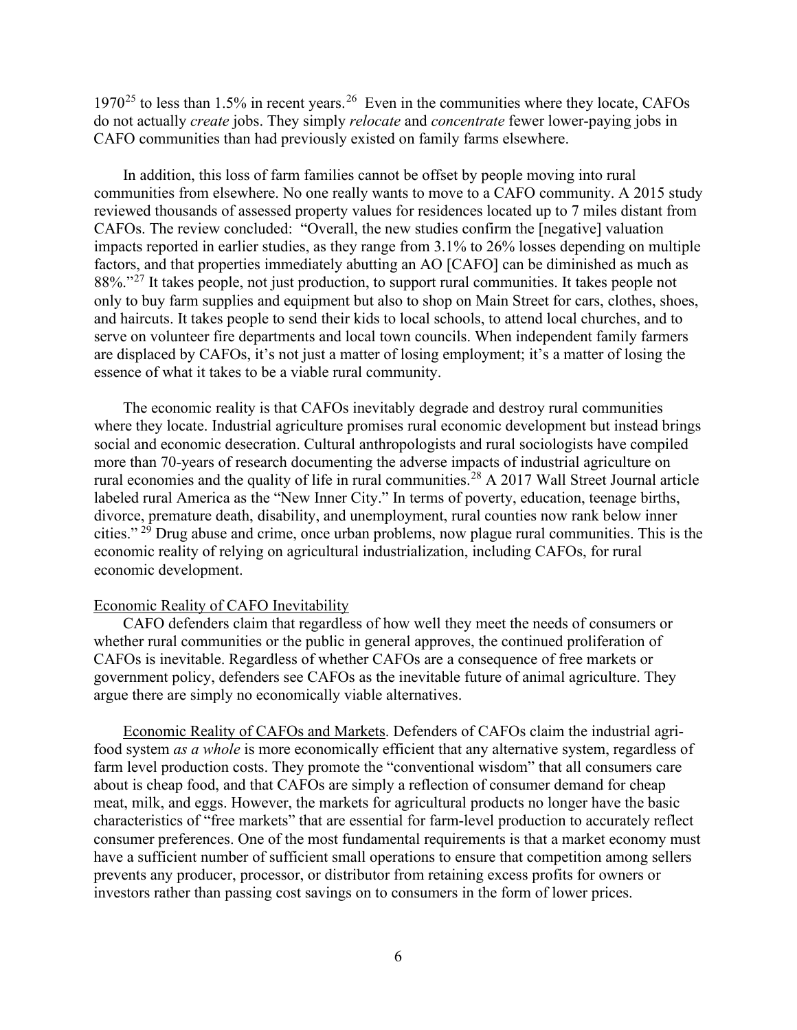1970[25] to less than 1.5% in recent years.[26] Even in the communities where they locate, CAFOs do not actually *create* jobs. They simply *relocate* and *concentrate* fewer lower-paying jobs in CAFO communities than had previously existed on family farms elsewhere.

In addition, this loss of farm families cannot be offset by people moving into rural communities from elsewhere. No one really wants to move to a CAFO community. A 2015 study reviewed thousands of assessed property values for residences located up to 7 miles distant from CAFOs. The review concluded: "Overall, the new studies confirm the [negative] valuation impacts reported in earlier studies, as they range from 3.1% to 26% losses depending on multiple factors, and that properties immediately abutting an AO [CAFO] can be diminished as much as 88%."[27] It takes people, not just production, to support rural communities. It takes people not only to buy farm supplies and equipment but also to shop on Main Street for cars, clothes, shoes, and haircuts. It takes people to send their kids to local schools, to attend local churches, and to serve on volunteer fire departments and local town councils. When independent family farmers are displaced by CAFOs, it's not just a matter of losing employment; it's a matter of losing the essence of what it takes to be a viable rural community.

The economic reality is that CAFOs inevitably degrade and destroy rural communities where they locate. Industrial agriculture promises rural economic development but instead brings social and economic desecration. Cultural anthropologists and rural sociologists have compiled more than 70-years of research documenting the adverse impacts of industrial agriculture on rural economies and the quality of life in rural communities.[28] A 2017 Wall Street Journal article labeled rural America as the "New Inner City." In terms of poverty, education, teenage births, divorce, premature death, disability, and unemployment, rural counties now rank below inner cities."[29] Drug abuse and crime, once urban problems, now plague rural communities. This is the economic reality of relying on agricultural industrialization, including CAFOs, for rural economic development.

<u>Economic Reality of CAFO Inevitability</u>

CAFO defenders claim that regardless of how well they meet the needs of consumers or whether rural communities or the public in general approves, the continued proliferation of CAFOs is inevitable. Regardless of whether CAFOs are a consequence of free markets or government policy, defenders see CAFOs as the inevitable future of animal agriculture. They argue there are simply no economically viable alternatives.

<u>Economic Reality of CAFOs and Markets</u>. Defenders of CAFOs claim the industrial agri-food system *as a whole* is more economically efficient that any alternative system, regardless of farm level production costs. They promote the "conventional wisdom" that all consumers care about is cheap food, and that CAFOs are simply a reflection of consumer demand for cheap meat, milk, and eggs. However, the markets for agricultural products no longer have the basic characteristics of "free markets" that are essential for farm-level production to accurately reflect consumer preferences. One of the most fundamental requirements is that a market economy must have a sufficient number of sufficient small operations to ensure that competition among sellers prevents any producer, processor, or distributor from retaining excess profits for owners or investors rather than passing cost savings on to consumers in the form of lower prices.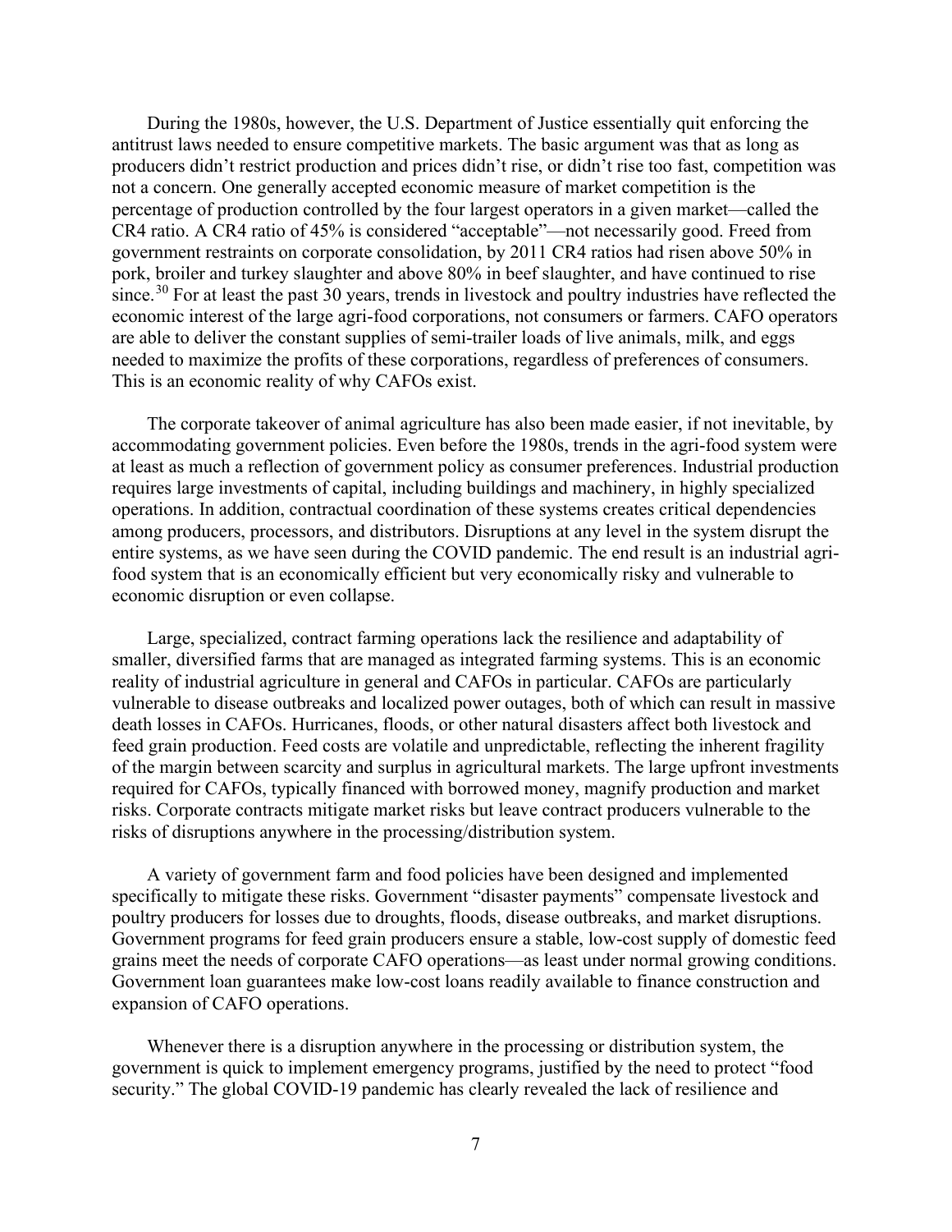During the 1980s, however, the U.S. Department of Justice essentially quit enforcing the antitrust laws needed to ensure competitive markets. The basic argument was that as long as producers didn't restrict production and prices didn't rise, or didn't rise too fast, competition was not a concern. One generally accepted economic measure of market competition is the percentage of production controlled by the four largest operators in a given market—called the CR4 ratio. A CR4 ratio of 45% is considered "acceptable"—not necessarily good. Freed from government restraints on corporate consolidation, by 2011 CR4 ratios had risen above 50% in pork, broiler and turkey slaughter and above 80% in beef slaughter, and have continued to rise since.[30] For at least the past 30 years, trends in livestock and poultry industries have reflected the economic interest of the large agri-food corporations, not consumers or farmers. CAFO operators are able to deliver the constant supplies of semi-trailer loads of live animals, milk, and eggs needed to maximize the profits of these corporations, regardless of preferences of consumers. This is an economic reality of why CAFOs exist.

The corporate takeover of animal agriculture has also been made easier, if not inevitable, by accommodating government policies. Even before the 1980s, trends in the agri-food system were at least as much a reflection of government policy as consumer preferences. Industrial production requires large investments of capital, including buildings and machinery, in highly specialized operations. In addition, contractual coordination of these systems creates critical dependencies among producers, processors, and distributors. Disruptions at any level in the system disrupt the entire systems, as we have seen during the COVID pandemic. The end result is an industrial agri-food system that is an economically efficient but very economically risky and vulnerable to economic disruption or even collapse.

Large, specialized, contract farming operations lack the resilience and adaptability of smaller, diversified farms that are managed as integrated farming systems. This is an economic reality of industrial agriculture in general and CAFOs in particular. CAFOs are particularly vulnerable to disease outbreaks and localized power outages, both of which can result in massive death losses in CAFOs. Hurricanes, floods, or other natural disasters affect both livestock and feed grain production. Feed costs are volatile and unpredictable, reflecting the inherent fragility of the margin between scarcity and surplus in agricultural markets. The large upfront investments required for CAFOs, typically financed with borrowed money, magnify production and market risks. Corporate contracts mitigate market risks but leave contract producers vulnerable to the risks of disruptions anywhere in the processing/distribution system.

A variety of government farm and food policies have been designed and implemented specifically to mitigate these risks. Government "disaster payments" compensate livestock and poultry producers for losses due to droughts, floods, disease outbreaks, and market disruptions. Government programs for feed grain producers ensure a stable, low-cost supply of domestic feed grains meet the needs of corporate CAFO operations—as least under normal growing conditions. Government loan guarantees make low-cost loans readily available to finance construction and expansion of CAFO operations.

Whenever there is a disruption anywhere in the processing or distribution system, the government is quick to implement emergency programs, justified by the need to protect "food security." The global COVID-19 pandemic has clearly revealed the lack of resilience and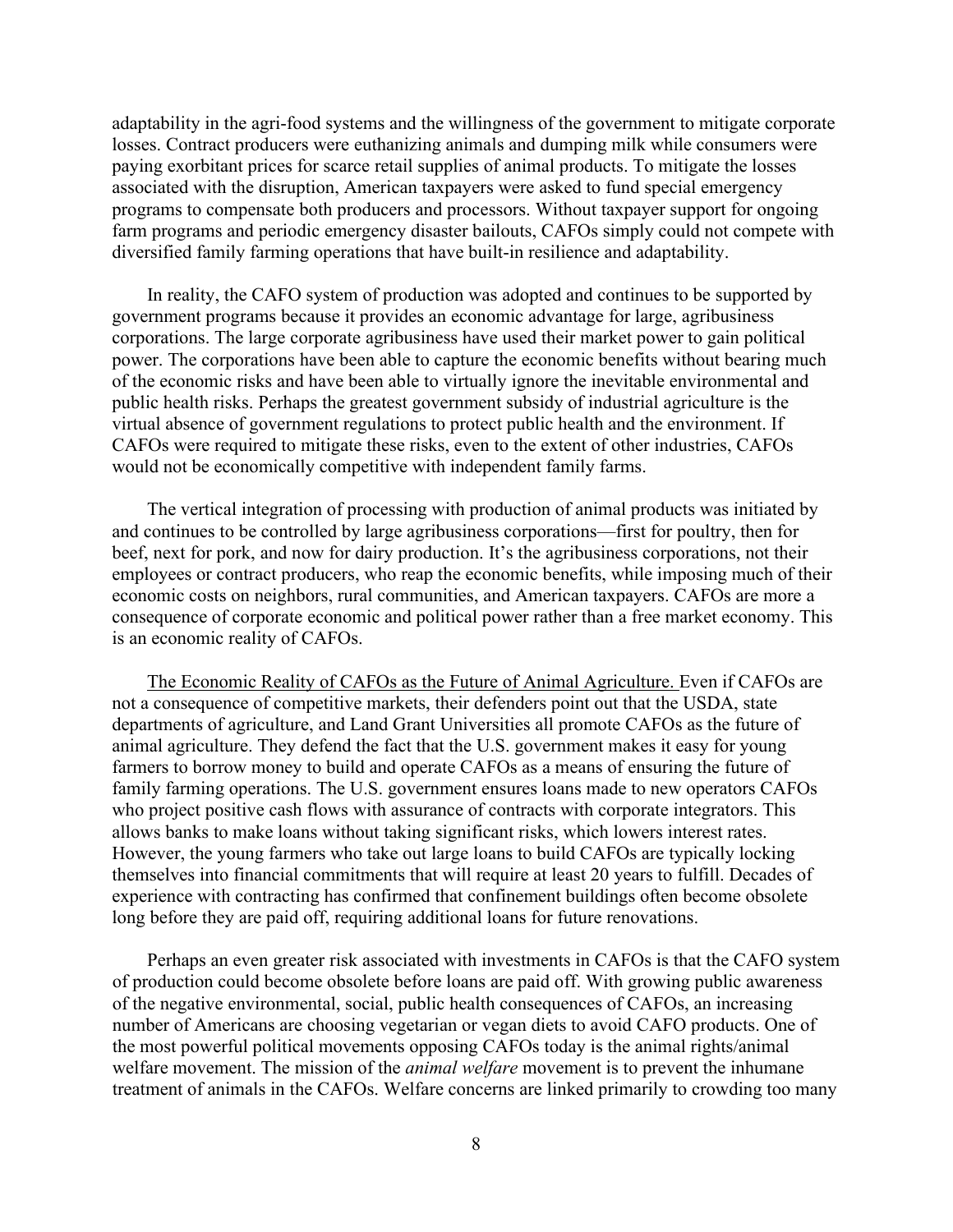adaptability in the agri-food systems and the willingness of the government to mitigate corporate losses. Contract producers were euthanizing animals and dumping milk while consumers were paying exorbitant prices for scarce retail supplies of animal products. To mitigate the losses associated with the disruption, American taxpayers were asked to fund special emergency programs to compensate both producers and processors. Without taxpayer support for ongoing farm programs and periodic emergency disaster bailouts, CAFOs simply could not compete with diversified family farming operations that have built-in resilience and adaptability.

In reality, the CAFO system of production was adopted and continues to be supported by government programs because it provides an economic advantage for large, agribusiness corporations. The large corporate agribusiness have used their market power to gain political power. The corporations have been able to capture the economic benefits without bearing much of the economic risks and have been able to virtually ignore the inevitable environmental and public health risks. Perhaps the greatest government subsidy of industrial agriculture is the virtual absence of government regulations to protect public health and the environment. If CAFOs were required to mitigate these risks, even to the extent of other industries, CAFOs would not be economically competitive with independent family farms.

The vertical integration of processing with production of animal products was initiated by and continues to be controlled by large agribusiness corporations—first for poultry, then for beef, next for pork, and now for dairy production. It's the agribusiness corporations, not their employees or contract producers, who reap the economic benefits, while imposing much of their economic costs on neighbors, rural communities, and American taxpayers. CAFOs are more a consequence of corporate economic and political power rather than a free market economy. This is an economic reality of CAFOs.

<u>The Economic Reality of CAFOs as the Future of Animal Agriculture.</u> Even if CAFOs are not a consequence of competitive markets, their defenders point out that the USDA, state departments of agriculture, and Land Grant Universities all promote CAFOs as the future of animal agriculture. They defend the fact that the U.S. government makes it easy for young farmers to borrow money to build and operate CAFOs as a means of ensuring the future of family farming operations. The U.S. government ensures loans made to new operators CAFOs who project positive cash flows with assurance of contracts with corporate integrators. This allows banks to make loans without taking significant risks, which lowers interest rates. However, the young farmers who take out large loans to build CAFOs are typically locking themselves into financial commitments that will require at least 20 years to fulfill. Decades of experience with contracting has confirmed that confinement buildings often become obsolete long before they are paid off, requiring additional loans for future renovations.

Perhaps an even greater risk associated with investments in CAFOs is that the CAFO system of production could become obsolete before loans are paid off. With growing public awareness of the negative environmental, social, public health consequences of CAFOs, an increasing number of Americans are choosing vegetarian or vegan diets to avoid CAFO products. One of the most powerful political movements opposing CAFOs today is the animal rights/animal welfare movement. The mission of the *animal welfare* movement is to prevent the inhumane treatment of animals in the CAFOs. Welfare concerns are linked primarily to crowding too many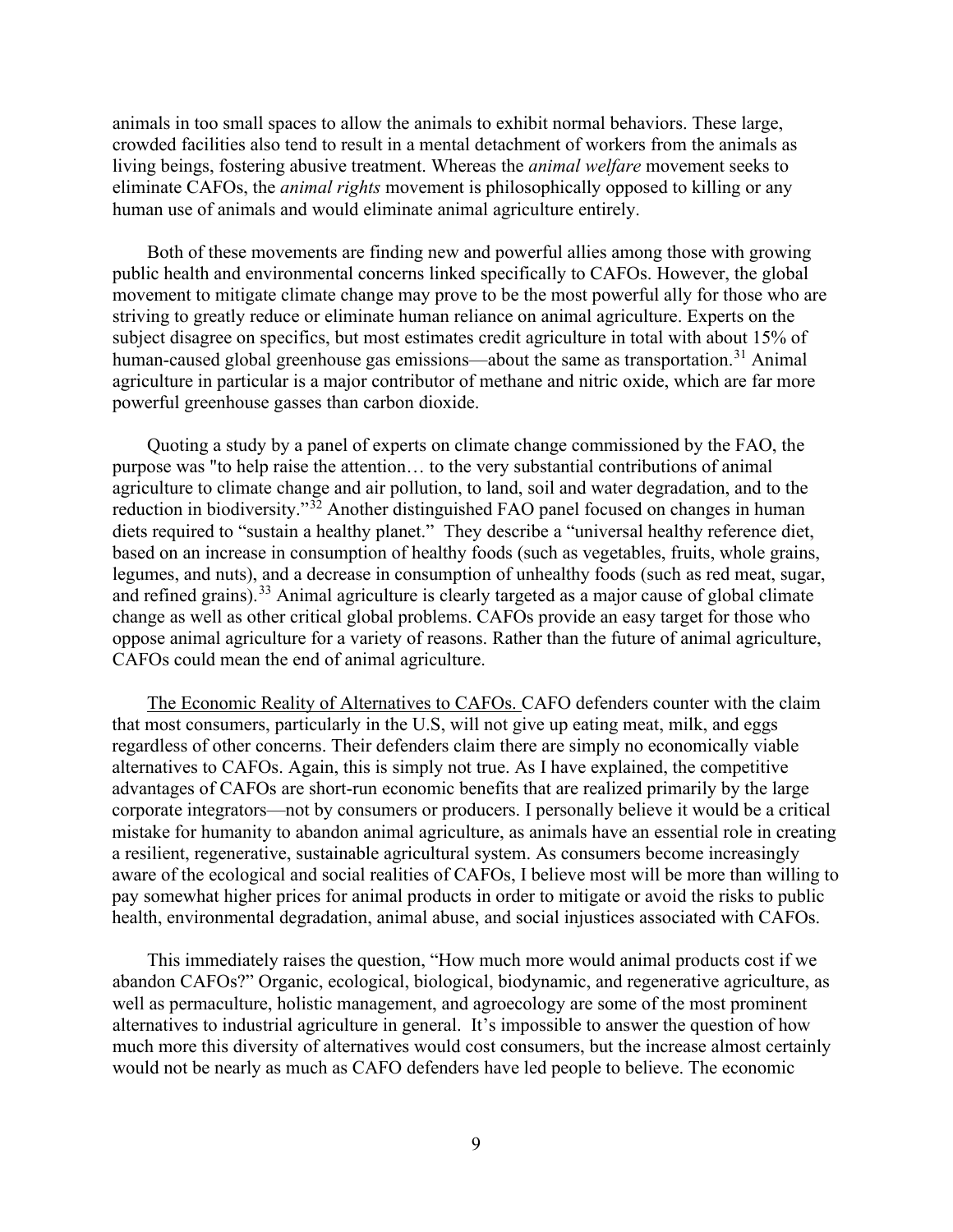animals in too small spaces to allow the animals to exhibit normal behaviors. These large, crowded facilities also tend to result in a mental detachment of workers from the animals as living beings, fostering abusive treatment. Whereas the *animal welfare* movement seeks to eliminate CAFOs, the *animal rights* movement is philosophically opposed to killing or any human use of animals and would eliminate animal agriculture entirely.

Both of these movements are finding new and powerful allies among those with growing public health and environmental concerns linked specifically to CAFOs. However, the global movement to mitigate climate change may prove to be the most powerful ally for those who are striving to greatly reduce or eliminate human reliance on animal agriculture. Experts on the subject disagree on specifics, but most estimates credit agriculture in total with about 15% of human-caused global greenhouse gas emissions—about the same as transportation.[31] Animal agriculture in particular is a major contributor of methane and nitric oxide, which are far more powerful greenhouse gasses than carbon dioxide.

Quoting a study by a panel of experts on climate change commissioned by the FAO, the purpose was "to help raise the attention… to the very substantial contributions of animal agriculture to climate change and air pollution, to land, soil and water degradation, and to the reduction in biodiversity."[32] Another distinguished FAO panel focused on changes in human diets required to "sustain a healthy planet." They describe a "universal healthy reference diet, based on an increase in consumption of healthy foods (such as vegetables, fruits, whole grains, legumes, and nuts), and a decrease in consumption of unhealthy foods (such as red meat, sugar, and refined grains).[33] Animal agriculture is clearly targeted as a major cause of global climate change as well as other critical global problems. CAFOs provide an easy target for those who oppose animal agriculture for a variety of reasons. Rather than the future of animal agriculture, CAFOs could mean the end of animal agriculture.

<u>The Economic Reality of Alternatives to CAFOs.</u> CAFO defenders counter with the claim that most consumers, particularly in the U.S, will not give up eating meat, milk, and eggs regardless of other concerns. Their defenders claim there are simply no economically viable alternatives to CAFOs. Again, this is simply not true. As I have explained, the competitive advantages of CAFOs are short-run economic benefits that are realized primarily by the large corporate integrators—not by consumers or producers. I personally believe it would be a critical mistake for humanity to abandon animal agriculture, as animals have an essential role in creating a resilient, regenerative, sustainable agricultural system. As consumers become increasingly aware of the ecological and social realities of CAFOs, I believe most will be more than willing to pay somewhat higher prices for animal products in order to mitigate or avoid the risks to public health, environmental degradation, animal abuse, and social injustices associated with CAFOs.

This immediately raises the question, "How much more would animal products cost if we abandon CAFOs?" Organic, ecological, biological, biodynamic, and regenerative agriculture, as well as permaculture, holistic management, and agroecology are some of the most prominent alternatives to industrial agriculture in general. It's impossible to answer the question of how much more this diversity of alternatives would cost consumers, but the increase almost certainly would not be nearly as much as CAFO defenders have led people to believe. The economic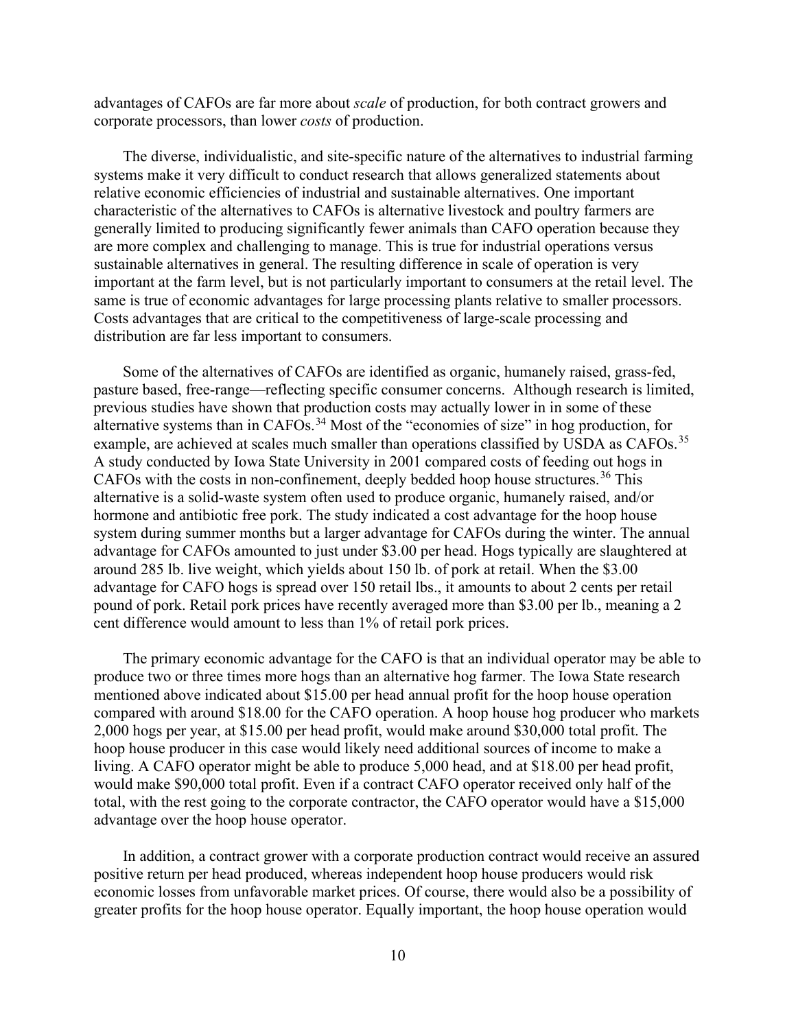advantages of CAFOs are far more about *scale* of production, for both contract growers and corporate processors, than lower *costs* of production.

The diverse, individualistic, and site-specific nature of the alternatives to industrial farming systems make it very difficult to conduct research that allows generalized statements about relative economic efficiencies of industrial and sustainable alternatives. One important characteristic of the alternatives to CAFOs is alternative livestock and poultry farmers are generally limited to producing significantly fewer animals than CAFO operation because they are more complex and challenging to manage. This is true for industrial operations versus sustainable alternatives in general. The resulting difference in scale of operation is very important at the farm level, but is not particularly important to consumers at the retail level. The same is true of economic advantages for large processing plants relative to smaller processors. Costs advantages that are critical to the competitiveness of large-scale processing and distribution are far less important to consumers.

Some of the alternatives of CAFOs are identified as organic, humanely raised, grass-fed, pasture based, free-range—reflecting specific consumer concerns. Although research is limited, previous studies have shown that production costs may actually lower in in some of these alternative systems than in CAFOs.[34] Most of the "economies of size" in hog production, for example, are achieved at scales much smaller than operations classified by USDA as CAFOs.[35] A study conducted by Iowa State University in 2001 compared costs of feeding out hogs in CAFOs with the costs in non-confinement, deeply bedded hoop house structures.[36] This alternative is a solid-waste system often used to produce organic, humanely raised, and/or hormone and antibiotic free pork. The study indicated a cost advantage for the hoop house system during summer months but a larger advantage for CAFOs during the winter. The annual advantage for CAFOs amounted to just under $3.00 per head. Hogs typically are slaughtered at around 285 lb. live weight, which yields about 150 lb. of pork at retail. When the $3.00 advantage for CAFO hogs is spread over 150 retail lbs., it amounts to about 2 cents per retail pound of pork. Retail pork prices have recently averaged more than $3.00 per lb., meaning a 2 cent difference would amount to less than 1% of retail pork prices.

The primary economic advantage for the CAFO is that an individual operator may be able to produce two or three times more hogs than an alternative hog farmer. The Iowa State research mentioned above indicated about $15.00 per head annual profit for the hoop house operation compared with around $18.00 for the CAFO operation. A hoop house hog producer who markets 2,000 hogs per year, at $15.00 per head profit, would make around $30,000 total profit. The hoop house producer in this case would likely need additional sources of income to make a living. A CAFO operator might be able to produce 5,000 head, and at $18.00 per head profit, would make $90,000 total profit. Even if a contract CAFO operator received only half of the total, with the rest going to the corporate contractor, the CAFO operator would have a $15,000 advantage over the hoop house operator.

In addition, a contract grower with a corporate production contract would receive an assured positive return per head produced, whereas independent hoop house producers would risk economic losses from unfavorable market prices. Of course, there would also be a possibility of greater profits for the hoop house operator. Equally important, the hoop house operation would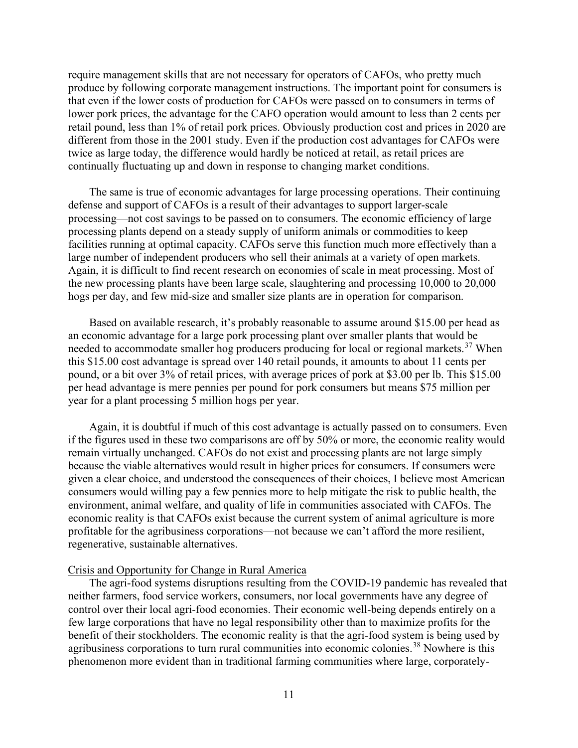require management skills that are not necessary for operators of CAFOs, who pretty much produce by following corporate management instructions. The important point for consumers is that even if the lower costs of production for CAFOs were passed on to consumers in terms of lower pork prices, the advantage for the CAFO operation would amount to less than 2 cents per retail pound, less than 1% of retail pork prices. Obviously production cost and prices in 2020 are different from those in the 2001 study. Even if the production cost advantages for CAFOs were twice as large today, the difference would hardly be noticed at retail, as retail prices are continually fluctuating up and down in response to changing market conditions.

The same is true of economic advantages for large processing operations. Their continuing defense and support of CAFOs is a result of their advantages to support larger-scale processing—not cost savings to be passed on to consumers. The economic efficiency of large processing plants depend on a steady supply of uniform animals or commodities to keep facilities running at optimal capacity. CAFOs serve this function much more effectively than a large number of independent producers who sell their animals at a variety of open markets. Again, it is difficult to find recent research on economies of scale in meat processing. Most of the new processing plants have been large scale, slaughtering and processing 10,000 to 20,000 hogs per day, and few mid-size and smaller size plants are in operation for comparison.

Based on available research, it's probably reasonable to assume around $15.00 per head as an economic advantage for a large pork processing plant over smaller plants that would be needed to accommodate smaller hog producers producing for local or regional markets.[37] When this $15.00 cost advantage is spread over 140 retail pounds, it amounts to about 11 cents per pound, or a bit over 3% of retail prices, with average prices of pork at $3.00 per lb. This $15.00 per head advantage is mere pennies per pound for pork consumers but means $75 million per year for a plant processing 5 million hogs per year.

Again, it is doubtful if much of this cost advantage is actually passed on to consumers. Even if the figures used in these two comparisons are off by 50% or more, the economic reality would remain virtually unchanged. CAFOs do not exist and processing plants are not large simply because the viable alternatives would result in higher prices for consumers. If consumers were given a clear choice, and understood the consequences of their choices, I believe most American consumers would willing pay a few pennies more to help mitigate the risk to public health, the environment, animal welfare, and quality of life in communities associated with CAFOs. The economic reality is that CAFOs exist because the current system of animal agriculture is more profitable for the agribusiness corporations—not because we can't afford the more resilient, regenerative, sustainable alternatives.

## Crisis and Opportunity for Change in Rural America

The agri-food systems disruptions resulting from the COVID-19 pandemic has revealed that neither farmers, food service workers, consumers, nor local governments have any degree of control over their local agri-food economies. Their economic well-being depends entirely on a few large corporations that have no legal responsibility other than to maximize profits for the benefit of their stockholders. The economic reality is that the agri-food system is being used by agribusiness corporations to turn rural communities into economic colonies.[38] Nowhere is this phenomenon more evident than in traditional farming communities where large, corporately-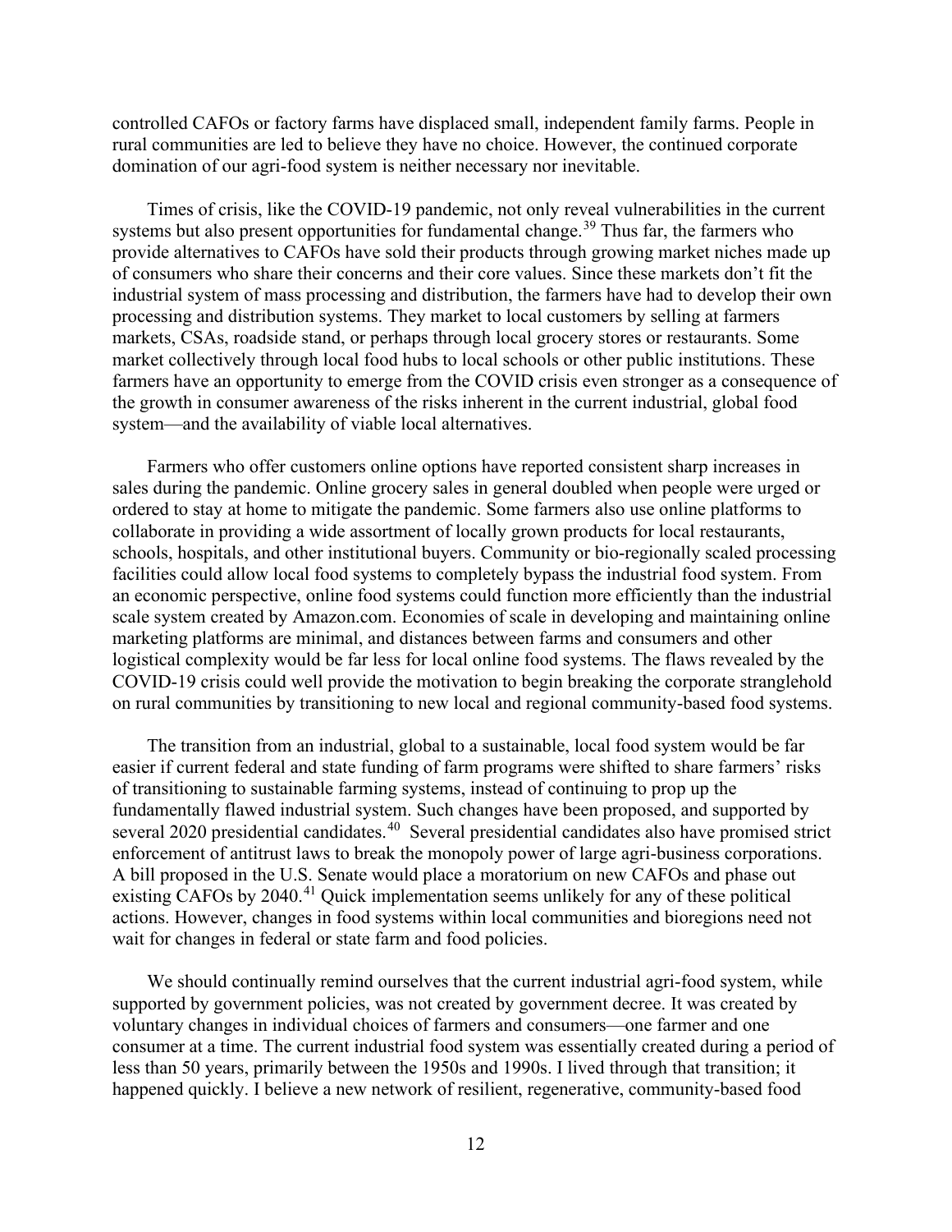controlled CAFOs or factory farms have displaced small, independent family farms. People in rural communities are led to believe they have no choice. However, the continued corporate domination of our agri-food system is neither necessary nor inevitable.

Times of crisis, like the COVID-19 pandemic, not only reveal vulnerabilities in the current systems but also present opportunities for fundamental change.[39] Thus far, the farmers who provide alternatives to CAFOs have sold their products through growing market niches made up of consumers who share their concerns and their core values. Since these markets don't fit the industrial system of mass processing and distribution, the farmers have had to develop their own processing and distribution systems. They market to local customers by selling at farmers markets, CSAs, roadside stand, or perhaps through local grocery stores or restaurants. Some market collectively through local food hubs to local schools or other public institutions. These farmers have an opportunity to emerge from the COVID crisis even stronger as a consequence of the growth in consumer awareness of the risks inherent in the current industrial, global food system—and the availability of viable local alternatives.

Farmers who offer customers online options have reported consistent sharp increases in sales during the pandemic. Online grocery sales in general doubled when people were urged or ordered to stay at home to mitigate the pandemic. Some farmers also use online platforms to collaborate in providing a wide assortment of locally grown products for local restaurants, schools, hospitals, and other institutional buyers. Community or bio-regionally scaled processing facilities could allow local food systems to completely bypass the industrial food system. From an economic perspective, online food systems could function more efficiently than the industrial scale system created by Amazon.com. Economies of scale in developing and maintaining online marketing platforms are minimal, and distances between farms and consumers and other logistical complexity would be far less for local online food systems. The flaws revealed by the COVID-19 crisis could well provide the motivation to begin breaking the corporate stranglehold on rural communities by transitioning to new local and regional community-based food systems.

The transition from an industrial, global to a sustainable, local food system would be far easier if current federal and state funding of farm programs were shifted to share farmers' risks of transitioning to sustainable farming systems, instead of continuing to prop up the fundamentally flawed industrial system. Such changes have been proposed, and supported by several 2020 presidential candidates.[40] Several presidential candidates also have promised strict enforcement of antitrust laws to break the monopoly power of large agri-business corporations. A bill proposed in the U.S. Senate would place a moratorium on new CAFOs and phase out existing CAFOs by 2040.[41] Quick implementation seems unlikely for any of these political actions. However, changes in food systems within local communities and bioregions need not wait for changes in federal or state farm and food policies.

We should continually remind ourselves that the current industrial agri-food system, while supported by government policies, was not created by government decree. It was created by voluntary changes in individual choices of farmers and consumers—one farmer and one consumer at a time. The current industrial food system was essentially created during a period of less than 50 years, primarily between the 1950s and 1990s. I lived through that transition; it happened quickly. I believe a new network of resilient, regenerative, community-based food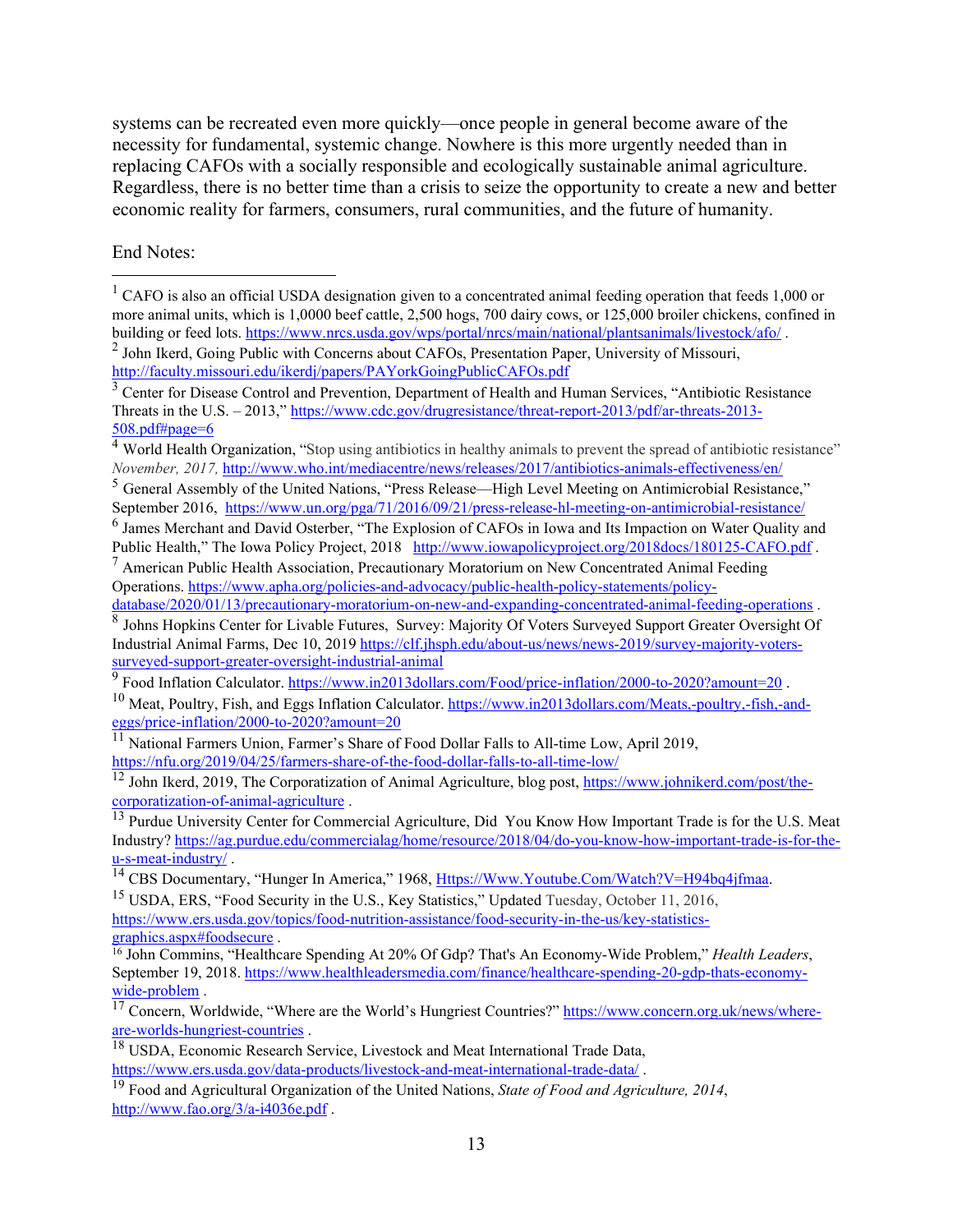systems can be recreated even more quickly—once people in general become aware of the necessity for fundamental, systemic change. Nowhere is this more urgently needed than in replacing CAFOs with a socially responsible and ecologically sustainable animal agriculture. Regardless, there is no better time than a crisis to seize the opportunity to create a new and better economic reality for farmers, consumers, rural communities, and the future of humanity.

End Notes:

---

[1] CAFO is also an official USDA designation given to a concentrated animal feeding operation that feeds 1,000 or more animal units, which is 1,0000 beef cattle, 2,500 hogs, 700 dairy cows, or 125,000 broiler chickens, confined in building or feed lots. https://www.nrcs.usda.gov/wps/portal/nrcs/main/national/plantsanimals/livestock/afo/ .

[2] John Ikerd, Going Public with Concerns about CAFOs, Presentation Paper, University of Missouri, http://faculty.missouri.edu/ikerdj/papers/PAYorkGoingPublicCAFOs.pdf

[3] Center for Disease Control and Prevention, Department of Health and Human Services, "Antibiotic Resistance Threats in the U.S. – 2013," https://www.cdc.gov/drugresistance/threat-report-2013/pdf/ar-threats-2013-508.pdf#page=6

[4] World Health Organization, "Stop using antibiotics in healthy animals to prevent the spread of antibiotic resistance" *November, 2017,* http://www.who.int/mediacentre/news/releases/2017/antibiotics-animals-effectiveness/en/

[5] General Assembly of the United Nations, "Press Release—High Level Meeting on Antimicrobial Resistance," September 2016, https://www.un.org/pga/71/2016/09/21/press-release-hl-meeting-on-antimicrobial-resistance/

[6] James Merchant and David Osterber, "The Explosion of CAFOs in Iowa and Its Impaction on Water Quality and Public Health," The Iowa Policy Project, 2018 http://www.iowapolicyproject.org/2018docs/180125-CAFO.pdf .

[7] American Public Health Association, Precautionary Moratorium on New Concentrated Animal Feeding Operations. https://www.apha.org/policies-and-advocacy/public-health-policy-statements/policy-database/2020/01/13/precautionary-moratorium-on-new-and-expanding-concentrated-animal-feeding-operations .

[8] Johns Hopkins Center for Livable Futures, Survey: Majority Of Voters Surveyed Support Greater Oversight Of Industrial Animal Farms, Dec 10, 2019 https://clf.jhsph.edu/about-us/news/news-2019/survey-majority-voters-surveyed-support-greater-oversight-industrial-animal

[9] Food Inflation Calculator. https://www.in2013dollars.com/Food/price-inflation/2000-to-2020?amount=20 .

[10] Meat, Poultry, Fish, and Eggs Inflation Calculator. https://www.in2013dollars.com/Meats,-poultry,-fish,-and-eggs/price-inflation/2000-to-2020?amount=20

[11] National Farmers Union, Farmer's Share of the Food Dollar Falls to All-time Low, April 2019, https://nfu.org/2019/04/25/farmers-share-of-the-food-dollar-falls-to-all-time-low/

[12] John Ikerd, 2019, The Corporatization of Animal Agriculture, blog post, https://www.johnikerd.com/post/the-corporatization-of-animal-agriculture .

[13] Purdue University Center for Commercial Agriculture, Did You Know How Important Trade is for the U.S. Meat Industry? https://ag.purdue.edu/commercialag/home/resource/2018/04/do-you-know-how-important-trade-is-for-the-u-s-meat-industry/ .

[14] CBS Documentary, "Hunger In America," 1968, Https://Www.Youtube.Com/Watch?V=H94bq4jfmaa.

[15] USDA, ERS, "Food Security in the U.S., Key Statistics," Updated Tuesday, October 11, 2016, https://www.ers.usda.gov/topics/food-nutrition-assistance/food-security-in-the-us/key-statistics-graphics.aspx#foodsecure .

[16] John Commins, "Healthcare Spending At 20% Of Gdp? That's An Economy-Wide Problem," *Health Leaders*, September 19, 2018. https://www.healthleadersmedia.com/finance/healthcare-spending-20-gdp-thats-economy-wide-problem .

[17] Concern, Worldwide, "Where are the World's Hungriest Countries?" https://www.concern.org.uk/news/where-are-worlds-hungriest-countries .

[18] USDA, Economic Research Service, Livestock and Meat International Trade Data, https://www.ers.usda.gov/data-products/livestock-and-meat-international-trade-data/ .

[19] Food and Agricultural Organization of the United Nations, *State of Food and Agriculture, 2014*, http://www.fao.org/3/a-i4036e.pdf .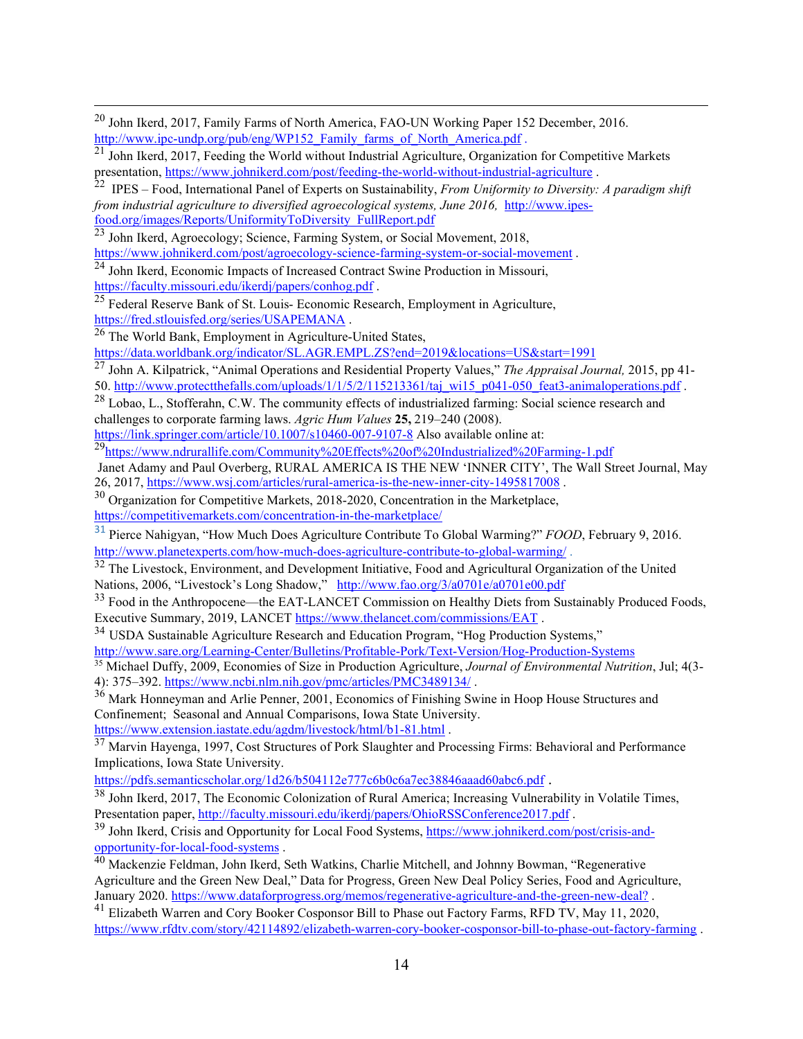[20] John Ikerd, 2017, Family Farms of North America, FAO-UN Working Paper 152 December, 2016. http://www.ipc-undp.org/pub/eng/WP152_Family_farms_of_North_America.pdf .

[21] John Ikerd, 2017, Feeding the World without Industrial Agriculture, Organization for Competitive Markets presentation, https://www.johnikerd.com/post/feeding-the-world-without-industrial-agriculture .

[22] IPES – Food, International Panel of Experts on Sustainability, *From Uniformity to Diversity: A paradigm shift from industrial agriculture to diversified agroecological systems, June 2016,* http://www.ipes-food.org/images/Reports/UniformityToDiversity_FullReport.pdf

[23] John Ikerd, Agroecology; Science, Farming System, or Social Movement, 2018, https://www.johnikerd.com/post/agroecology-science-farming-system-or-social-movement .

[24] John Ikerd, Economic Impacts of Increased Contract Swine Production in Missouri, https://faculty.missouri.edu/ikerdj/papers/conhog.pdf .

[25] Federal Reserve Bank of St. Louis- Economic Research, Employment in Agriculture, https://fred.stlouisfed.org/series/USAPEMANA .

[26] The World Bank, Employment in Agriculture-United States, https://data.worldbank.org/indicator/SL.AGR.EMPL.ZS?end=2019&locations=US&start=1991

[27] John A. Kilpatrick, "Animal Operations and Residential Property Values," *The Appraisal Journal,* 2015, pp 41-50. http://www.protectthefalls.com/uploads/1/1/5/2/115213361/taj_wi15_p041-050_feat3-animaloperations.pdf .

[28] Lobao, L., Stofferahn, C.W. The community effects of industrialized farming: Social science research and challenges to corporate farming laws. *Agric Hum Values* **25,** 219–240 (2008). https://link.springer.com/article/10.1007/s10460-007-9107-8 Also available online at:

[29] https://www.ndrurallife.com/Community%20Effects%20of%20Industrialized%20Farming-1.pdf

Janet Adamy and Paul Overberg, RURAL AMERICA IS THE NEW 'INNER CITY', The Wall Street Journal, May 26, 2017, https://www.wsj.com/articles/rural-america-is-the-new-inner-city-1495817008 .

[30] Organization for Competitive Markets, 2018-2020, Concentration in the Marketplace, https://competitivemarkets.com/concentration-in-the-marketplace/

[31] Pierce Nahigyan, "How Much Does Agriculture Contribute To Global Warming?" *FOOD*, February 9, 2016. http://www.planetexperts.com/how-much-does-agriculture-contribute-to-global-warming/ .

[32] The Livestock, Environment, and Development Initiative, Food and Agricultural Organization of the United Nations, 2006, "Livestock's Long Shadow," http://www.fao.org/3/a0701e/a0701e00.pdf

[33] Food in the Anthropocene—the EAT-LANCET Commission on Healthy Diets from Sustainably Produced Foods, Executive Summary, 2019, LANCET https://www.thelancet.com/commissions/EAT .

[34] USDA Sustainable Agriculture Research and Education Program, "Hog Production Systems," http://www.sare.org/Learning-Center/Bulletins/Profitable-Pork/Text-Version/Hog-Production-Systems

[35] Michael Duffy, 2009, Economies of Size in Production Agriculture, *Journal of Environmental Nutrition*, Jul; 4(3-4): 375–392. https://www.ncbi.nlm.nih.gov/pmc/articles/PMC3489134/ .

[36] Mark Honneyman and Arlie Penner, 2001, Economics of Finishing Swine in Hoop House Structures and Confinement; Seasonal and Annual Comparisons, Iowa State University. https://www.extension.iastate.edu/agdm/livestock/html/b1-81.html .

[37] Marvin Hayenga, 1997, Cost Structures of Pork Slaughter and Processing Firms: Behavioral and Performance Implications, Iowa State University. https://pdfs.semanticscholar.org/1d26/b504112e777c6b0c6a7ec38846aaad60abc6.pdf .

[38] John Ikerd, 2017, The Economic Colonization of Rural America; Increasing Vulnerability in Volatile Times, Presentation paper, http://faculty.missouri.edu/ikerdj/papers/OhioRSSConference2017.pdf .

[39] John Ikerd, Crisis and Opportunity for Local Food Systems, https://www.johnikerd.com/post/crisis-and-opportunity-for-local-food-systems .

[40] Mackenzie Feldman, John Ikerd, Seth Watkins, Charlie Mitchell, and Johnny Bowman, "Regenerative Agriculture and the Green New Deal," Data for Progress, Green New Deal Policy Series, Food and Agriculture, January 2020. https://www.dataforprogress.org/memos/regenerative-agriculture-and-the-green-new-deal? .

[41] Elizabeth Warren and Cory Booker Cosponsor Bill to Phase out Factory Farms, RFD TV, May 11, 2020, https://www.rfdtv.com/story/42114892/elizabeth-warren-cory-booker-cosponsor-bill-to-phase-out-factory-farming .